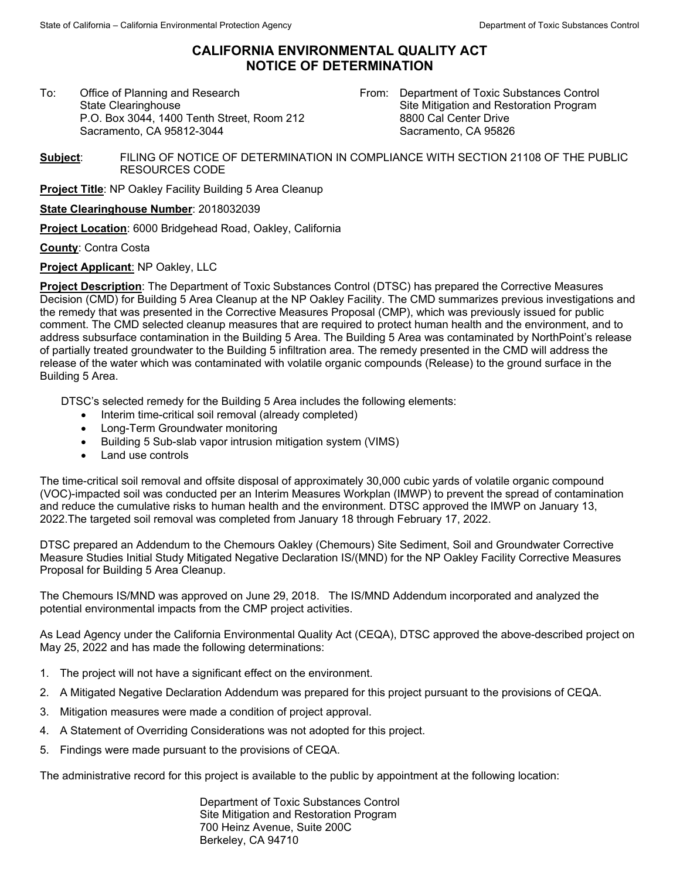# CALIFORNIA ENVIRONMENTAL QUALITY ACT NOTICE OF DETERMINATION

To: Office of Planning and Research
State Clearinghouse
P.O. Box 3044, 1400 Tenth Street, Room 212
Sacramento, CA 95812-3044

From: Department of Toxic Substances Control
Site Mitigation and Restoration Program
8800 Cal Center Drive
Sacramento, CA 95826

**Subject**: FILING OF NOTICE OF DETERMINATION IN COMPLIANCE WITH SECTION 21108 OF THE PUBLIC RESOURCES CODE

**Project Title**: NP Oakley Facility Building 5 Area Cleanup

**State Clearinghouse Number**: 2018032039

**Project Location**: 6000 Bridgehead Road, Oakley, California

**County**: Contra Costa

**Project Applicant**: NP Oakley, LLC

**Project Description**: The Department of Toxic Substances Control (DTSC) has prepared the Corrective Measures Decision (CMD) for Building 5 Area Cleanup at the NP Oakley Facility. The CMD summarizes previous investigations and the remedy that was presented in the Corrective Measures Proposal (CMP), which was previously issued for public comment. The CMD selected cleanup measures that are required to protect human health and the environment, and to address subsurface contamination in the Building 5 Area. The Building 5 Area was contaminated by NorthPoint's release of partially treated groundwater to the Building 5 infiltration area. The remedy presented in the CMD will address the release of the water which was contaminated with volatile organic compounds (Release) to the ground surface in the Building 5 Area.

DTSC's selected remedy for the Building 5 Area includes the following elements:

- Interim time-critical soil removal (already completed)
- Long-Term Groundwater monitoring
- Building 5 Sub-slab vapor intrusion mitigation system (VIMS)
- Land use controls

The time-critical soil removal and offsite disposal of approximately 30,000 cubic yards of volatile organic compound (VOC)-impacted soil was conducted per an Interim Measures Workplan (IMWP) to prevent the spread of contamination and reduce the cumulative risks to human health and the environment. DTSC approved the IMWP on January 13, 2022.The targeted soil removal was completed from January 18 through February 17, 2022.

DTSC prepared an Addendum to the Chemours Oakley (Chemours) Site Sediment, Soil and Groundwater Corrective Measure Studies Initial Study Mitigated Negative Declaration IS/(MND) for the NP Oakley Facility Corrective Measures Proposal for Building 5 Area Cleanup.

The Chemours IS/MND was approved on June 29, 2018. The IS/MND Addendum incorporated and analyzed the potential environmental impacts from the CMP project activities.

As Lead Agency under the California Environmental Quality Act (CEQA), DTSC approved the above-described project on May 25, 2022 and has made the following determinations:

1. The project will not have a significant effect on the environment.
2. A Mitigated Negative Declaration Addendum was prepared for this project pursuant to the provisions of CEQA.
3. Mitigation measures were made a condition of project approval.
4. A Statement of Overriding Considerations was not adopted for this project.
5. Findings were made pursuant to the provisions of CEQA.

The administrative record for this project is available to the public by appointment at the following location:

Department of Toxic Substances Control
Site Mitigation and Restoration Program
700 Heinz Avenue, Suite 200C
Berkeley, CA 94710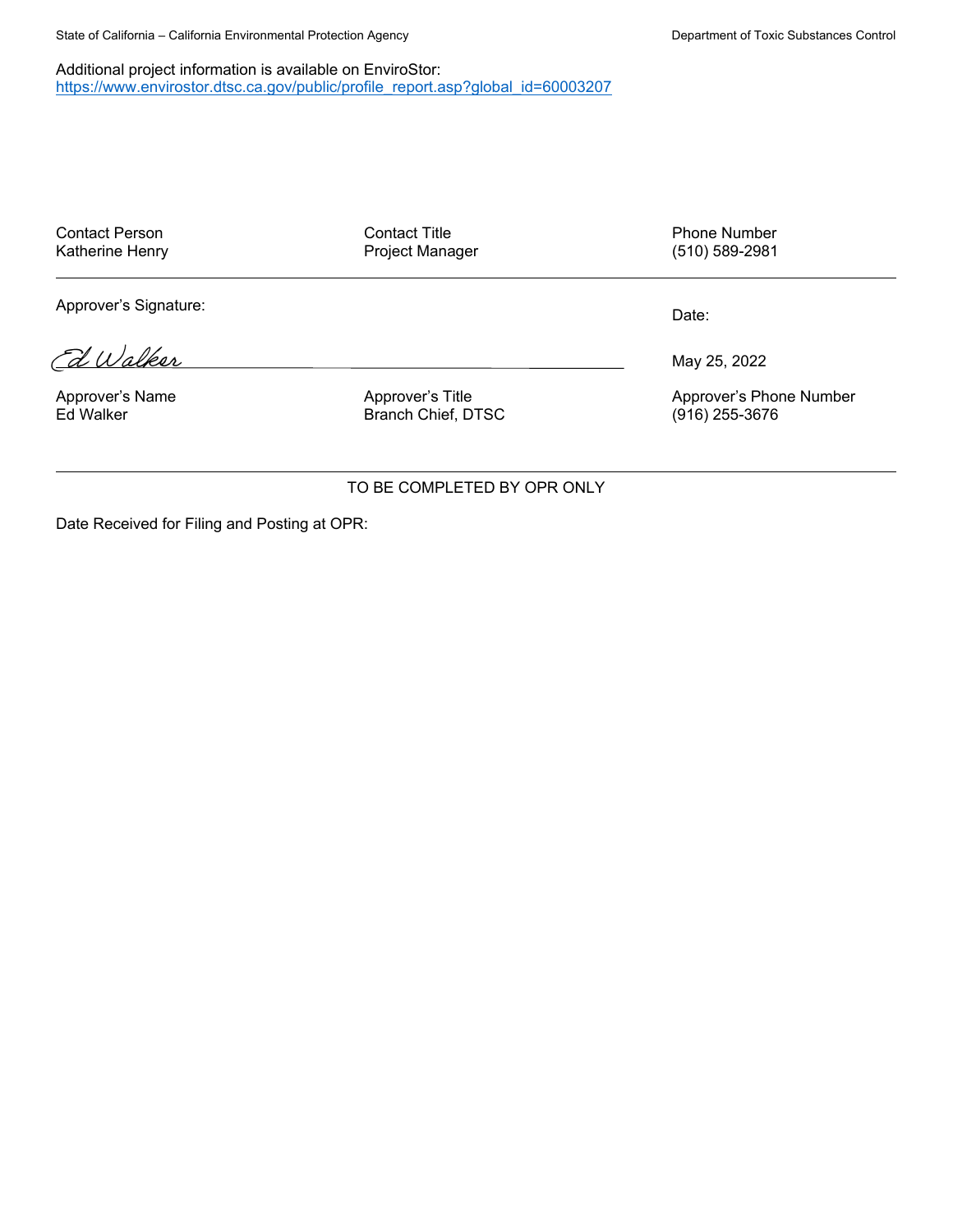Additional project information is available on EnviroStor:
https://www.envirostor.dtsc.ca.gov/public/profile_report.asp?global_id=60003207

| Contact Person | Contact Title | Phone Number |
| --- | --- | --- |
| Katherine Henry | Project Manager | (510) 589-2981 |

Approver's Signature: Ed Walker

Date: May 25, 2022

| Approver's Name | Approver's Title | Approver's Phone Number |
| --- | --- | --- |
| Ed Walker | Branch Chief, DTSC | (916) 255-3676 |

---

TO BE COMPLETED BY OPR ONLY

Date Received for Filing and Posting at OPR: